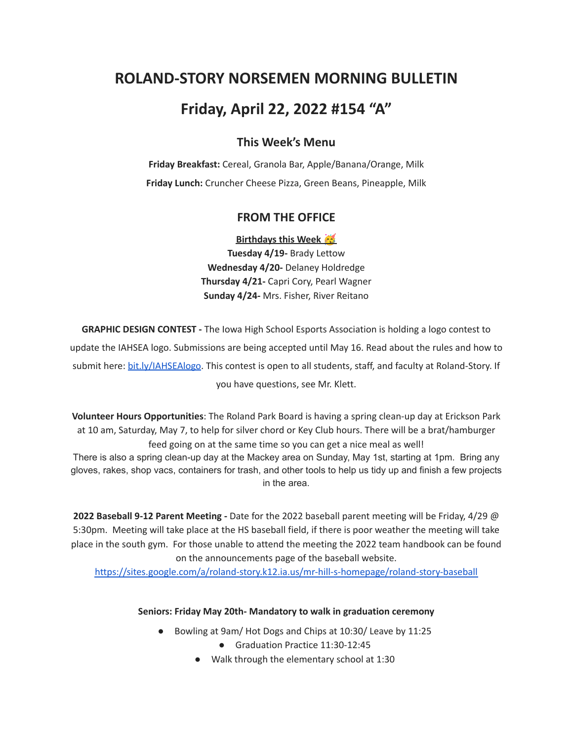# ROLAND-STORY NORSEMEN MORNING BULLETIN

# Friday, April 22, 2022 #154 "A"

## This Week's Menu

**Friday Breakfast:** Cereal, Granola Bar, Apple/Banana/Orange, Milk

**Friday Lunch:** Cruncher Cheese Pizza, Green Beans, Pineapple, Milk

## FROM THE OFFICE

**Birthdays this Week 🥳**

**Tuesday 4/19-** Brady Lettow
**Wednesday 4/20-** Delaney Holdredge
**Thursday 4/21-** Capri Cory, Pearl Wagner
**Sunday 4/24-** Mrs. Fisher, River Reitano

**GRAPHIC DESIGN CONTEST -** The Iowa High School Esports Association is holding a logo contest to update the IAHSEA logo. Submissions are being accepted until May 16. Read about the rules and how to submit here: [bit.ly/IAHSEAlogo](bit.ly/IAHSEAlogo). This contest is open to all students, staff, and faculty at Roland-Story. If you have questions, see Mr. Klett.

**Volunteer Hours Opportunities**: The Roland Park Board is having a spring clean-up day at Erickson Park at 10 am, Saturday, May 7, to help for silver chord or Key Club hours. There will be a brat/hamburger feed going on at the same time so you can get a nice meal as well!
There is also a spring clean-up day at the Mackey area on Sunday, May 1st, starting at 1pm. Bring any gloves, rakes, shop vacs, containers for trash, and other tools to help us tidy up and finish a few projects in the area.

**2022 Baseball 9-12 Parent Meeting -** Date for the 2022 baseball parent meeting will be Friday, 4/29 @ 5:30pm. Meeting will take place at the HS baseball field, if there is poor weather the meeting will take place in the south gym. For those unable to attend the meeting the 2022 team handbook can be found on the announcements page of the baseball website.
https://sites.google.com/a/roland-story.k12.ia.us/mr-hill-s-homepage/roland-story-baseball

**Seniors: Friday May 20th- Mandatory to walk in graduation ceremony**

- Bowling at 9am/ Hot Dogs and Chips at 10:30/ Leave by 11:25
- Graduation Practice 11:30-12:45
- Walk through the elementary school at 1:30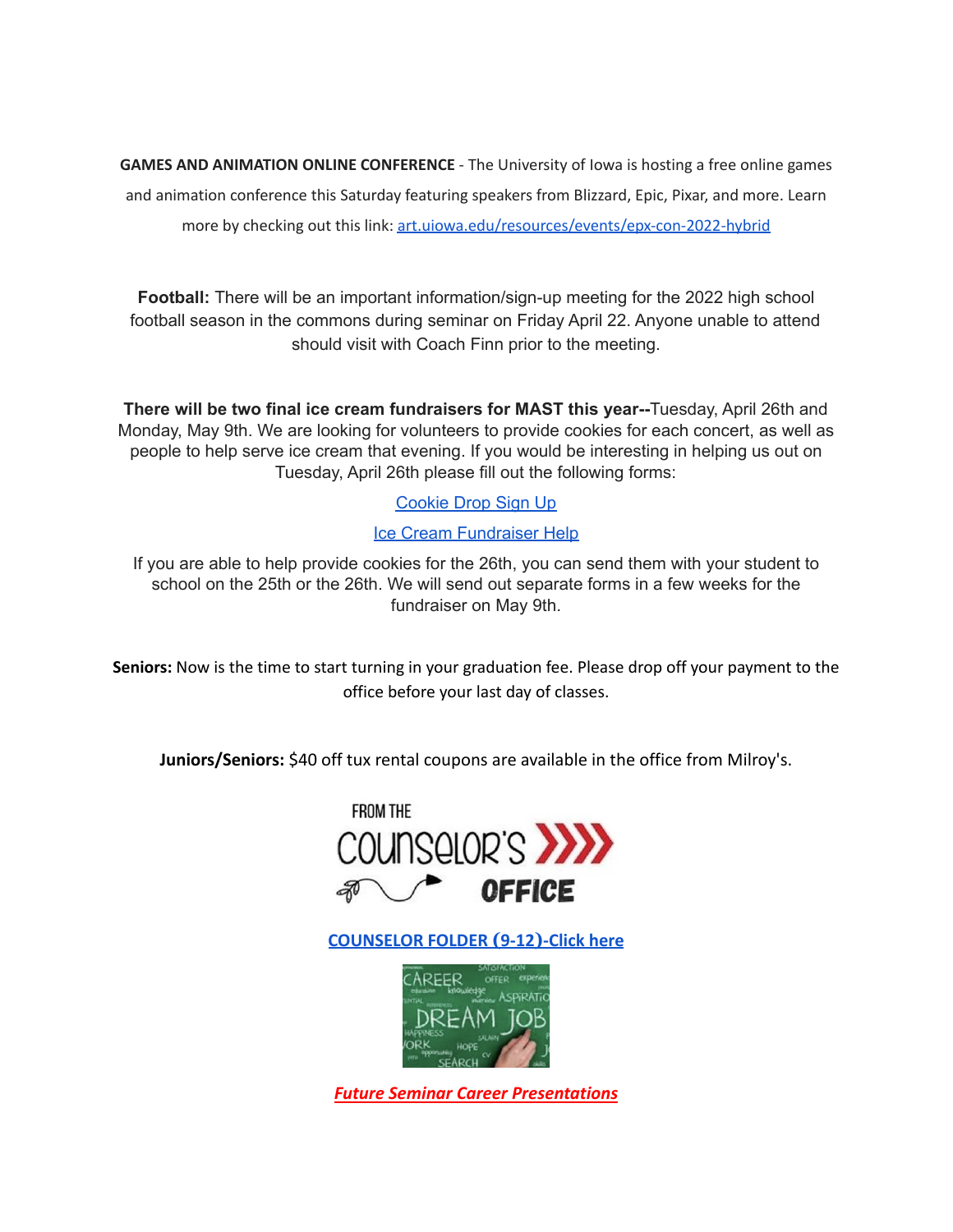**GAMES AND ANIMATION ONLINE CONFERENCE** - The University of Iowa is hosting a free online games and animation conference this Saturday featuring speakers from Blizzard, Epic, Pixar, and more. Learn more by checking out this link: [art.uiowa.edu/resources/events/epx-con-2022-hybrid](art.uiowa.edu/resources/events/epx-con-2022-hybrid)

**Football:** There will be an important information/sign-up meeting for the 2022 high school football season in the commons during seminar on Friday April 22. Anyone unable to attend should visit with Coach Finn prior to the meeting.

**There will be two final ice cream fundraisers for MAST this year--**Tuesday, April 26th and Monday, May 9th. We are looking for volunteers to provide cookies for each concert, as well as people to help serve ice cream that evening. If you would be interesting in helping us out on Tuesday, April 26th please fill out the following forms:

Cookie Drop Sign Up

Ice Cream Fundraiser Help

If you are able to help provide cookies for the 26th, you can send them with your student to school on the 25th or the 26th. We will send out separate forms in a few weeks for the fundraiser on May 9th.

**Seniors:** Now is the time to start turning in your graduation fee. Please drop off your payment to the office before your last day of classes.

**Juniors/Seniors:** $40 off tux rental coupons are available in the office from Milroy's.

FROM THE COUNSELOR'S OFFICE

**COUNSELOR FOLDER (9-12)-Click here**

***Future Seminar Career Presentations***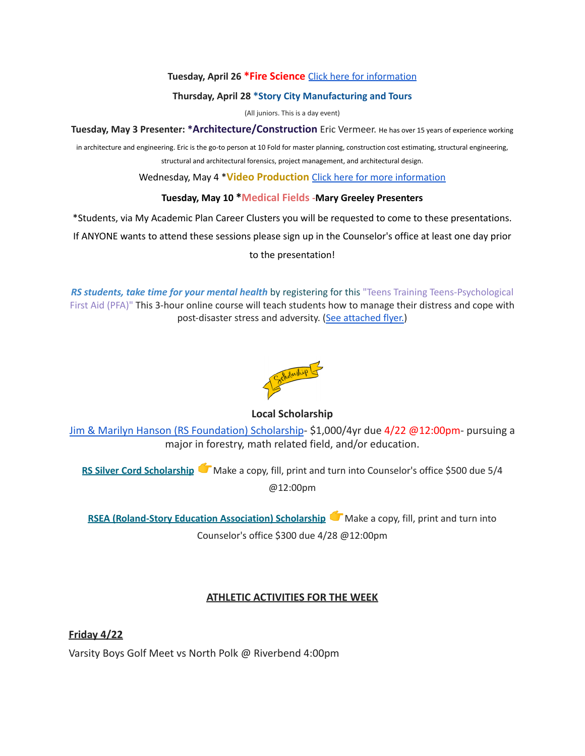**Tuesday, April 26 *Fire Science** [Click here for information]

**Thursday, April 28 *Story City Manufacturing and Tours**

(All juniors. This is a day event)

**Tuesday, May 3 Presenter: *Architecture/Construction** Eric Vermeer. He has over 15 years of experience working in architecture and engineering. Eric is the go-to person at 10 Fold for master planning, construction cost estimating, structural engineering, structural and architectural forensics, project management, and architectural design.

Wednesday, May 4 ***Video Production** [Click here for more information]

**Tuesday, May 10 *Medical Fields -Mary Greeley Presenters**

*Students, via My Academic Plan Career Clusters you will be requested to come to these presentations. If ANYONE wants to attend these sessions please sign up in the Counselor's office at least one day prior to the presentation!

***RS students, take time for your mental health*** by registering for this "Teens Training Teens-Psychological First Aid (PFA)" This 3-hour online course will teach students how to manage their distress and cope with post-disaster stress and adversity. ([See attached flyer.])

**Local Scholarship**

[Jim & Marilyn Hanson (RS Foundation) Scholarship]- $1,000/4yr due 4/22 @12:00pm- pursuing a major in forestry, math related field, and/or education.

**[RS Silver Cord Scholarship]** 👉Make a copy, fill, print and turn into Counselor's office $500 due 5/4 @12:00pm

**[RSEA (Roland-Story Education Association) Scholarship]** 👉Make a copy, fill, print and turn into Counselor's office $300 due 4/28 @12:00pm

## ATHLETIC ACTIVITIES FOR THE WEEK

**Friday 4/22**

Varsity Boys Golf Meet vs North Polk @ Riverbend 4:00pm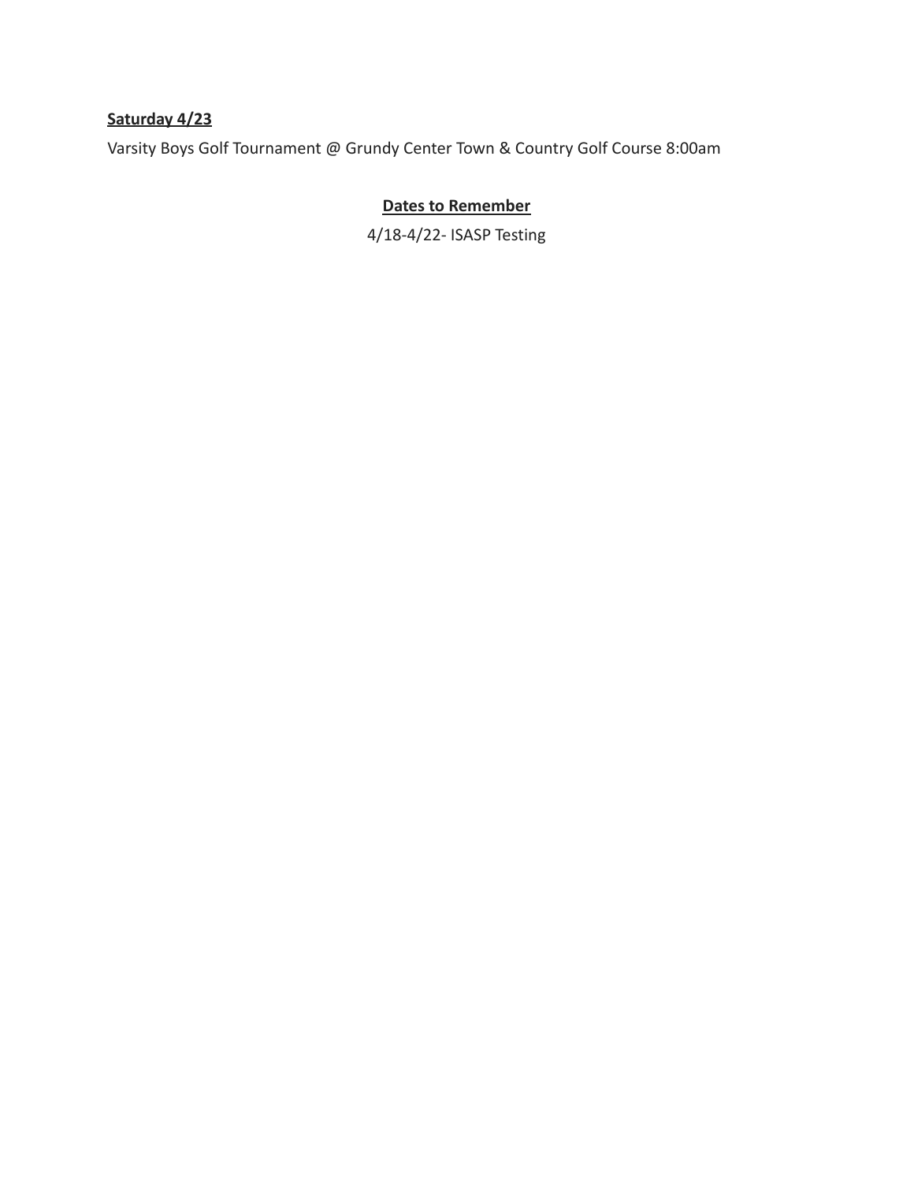**Saturday 4/23**

Varsity Boys Golf Tournament @ Grundy Center Town & Country Golf Course 8:00am

**Dates to Remember**

4/18-4/22- ISASP Testing